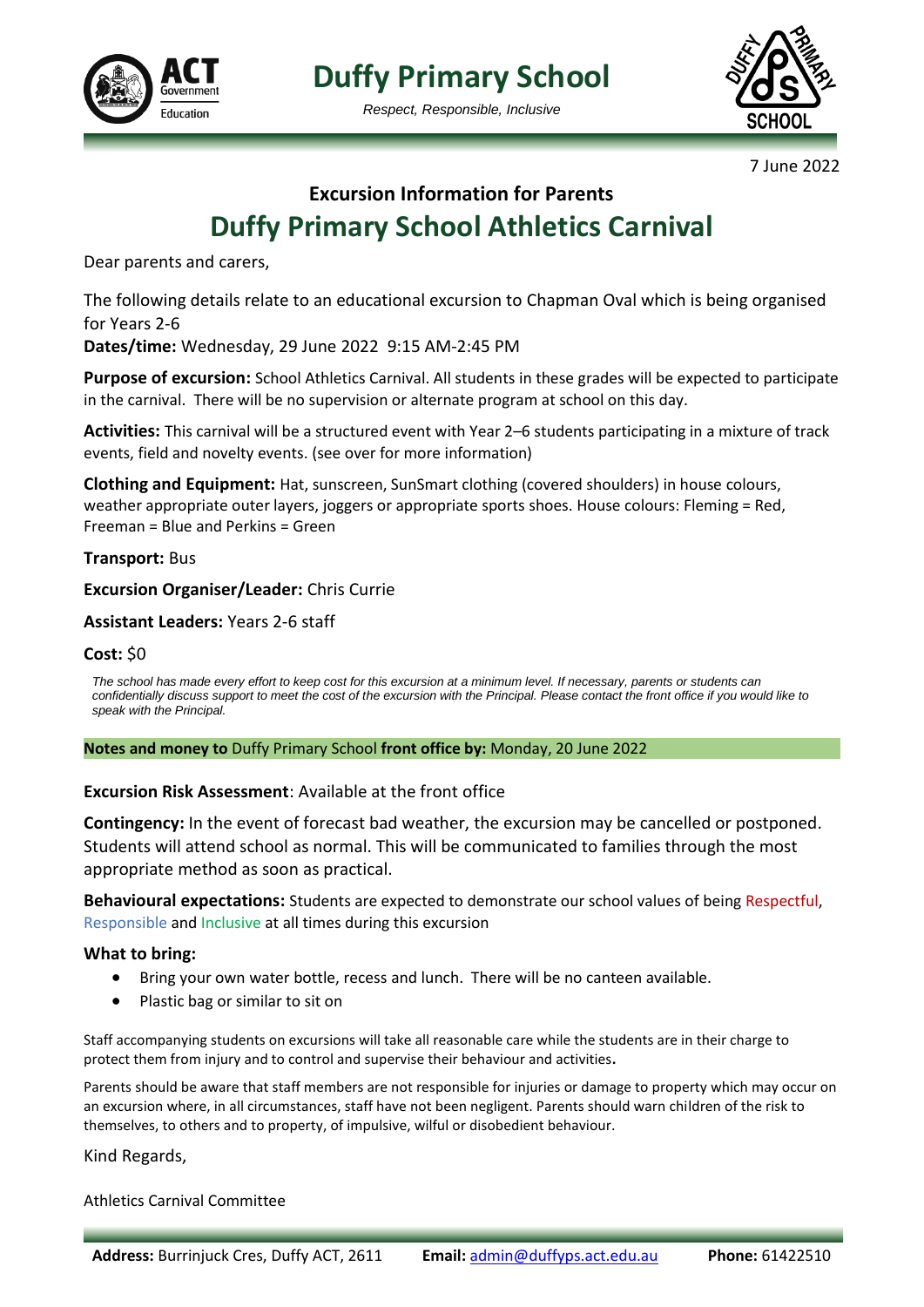# Duffy Primary School

*Respect, Responsible, Inclusive*

7 June 2022

## Excursion Information for Parents

# Duffy Primary School Athletics Carnival

Dear parents and carers,

The following details relate to an educational excursion to Chapman Oval which is being organised for Years 2-6

**Dates/time:** Wednesday, 29 June 2022 9:15 AM-2:45 PM

**Purpose of excursion:** School Athletics Carnival. All students in these grades will be expected to participate in the carnival. There will be no supervision or alternate program at school on this day.

**Activities:** This carnival will be a structured event with Year 2–6 students participating in a mixture of track events, field and novelty events. (see over for more information)

**Clothing and Equipment:** Hat, sunscreen, SunSmart clothing (covered shoulders) in house colours, weather appropriate outer layers, joggers or appropriate sports shoes. House colours: Fleming = Red, Freeman = Blue and Perkins = Green

**Transport:** Bus

**Excursion Organiser/Leader:** Chris Currie

**Assistant Leaders:** Years 2-6 staff

**Cost:** $0

*The school has made every effort to keep cost for this excursion at a minimum level. If necessary, parents or students can confidentially discuss support to meet the cost of the excursion with the Principal. Please contact the front office if you would like to speak with the Principal.*

**Notes and money to** Duffy Primary School **front office by:** Monday, 20 June 2022

**Excursion Risk Assessment**: Available at the front office

**Contingency:** In the event of forecast bad weather, the excursion may be cancelled or postponed. Students will attend school as normal. This will be communicated to families through the most appropriate method as soon as practical.

**Behavioural expectations:** Students are expected to demonstrate our school values of being Respectful, Responsible and Inclusive at all times during this excursion

### What to bring:

- Bring your own water bottle, recess and lunch. There will be no canteen available.
- Plastic bag or similar to sit on

Staff accompanying students on excursions will take all reasonable care while the students are in their charge to protect them from injury and to control and supervise their behaviour and activities.

Parents should be aware that staff members are not responsible for injuries or damage to property which may occur on an excursion where, in all circumstances, staff have not been negligent. Parents should warn children of the risk to themselves, to others and to property, of impulsive, wilful or disobedient behaviour.

Kind Regards,

Athletics Carnival Committee

**Address:** Burrinjuck Cres, Duffy ACT, 2611 **Email:** admin@duffyps.act.edu.au **Phone:** 61422510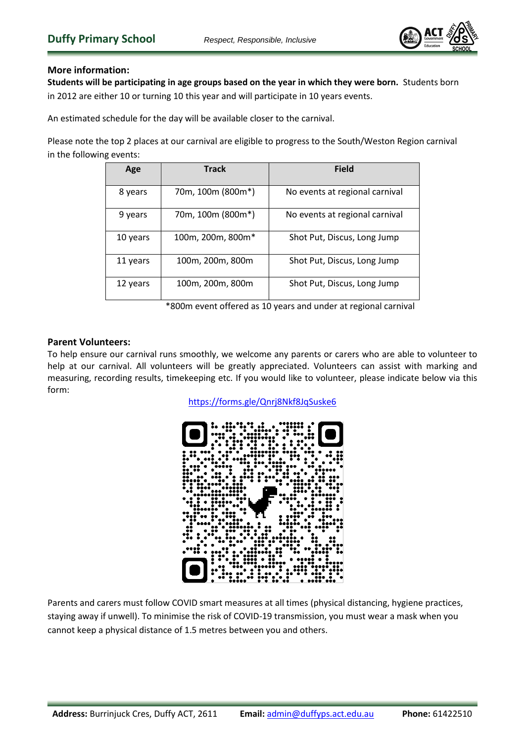### More information:

**Students will be participating in age groups based on the year in which they were born.** Students born in 2012 are either 10 or turning 10 this year and will participate in 10 years events.

An estimated schedule for the day will be available closer to the carnival.

Please note the top 2 places at our carnival are eligible to progress to the South/Weston Region carnival in the following events:

| Age | Track | Field |
|---|---|---|
| 8 years | 70m, 100m (800m*) | No events at regional carnival |
| 9 years | 70m, 100m (800m*) | No events at regional carnival |
| 10 years | 100m, 200m, 800m* | Shot Put, Discus, Long Jump |
| 11 years | 100m, 200m, 800m | Shot Put, Discus, Long Jump |
| 12 years | 100m, 200m, 800m | Shot Put, Discus, Long Jump |

*800m event offered as 10 years and under at regional carnival

### Parent Volunteers:

To help ensure our carnival runs smoothly, we welcome any parents or carers who are able to volunteer to help at our carnival. All volunteers will be greatly appreciated. Volunteers can assist with marking and measuring, recording results, timekeeping etc. If you would like to volunteer, please indicate below via this form:

https://forms.gle/Qnrj8Nkf8JqSuske6

Parents and carers must follow COVID smart measures at all times (physical distancing, hygiene practices, staying away if unwell). To minimise the risk of COVID-19 transmission, you must wear a mask when you cannot keep a physical distance of 1.5 metres between you and others.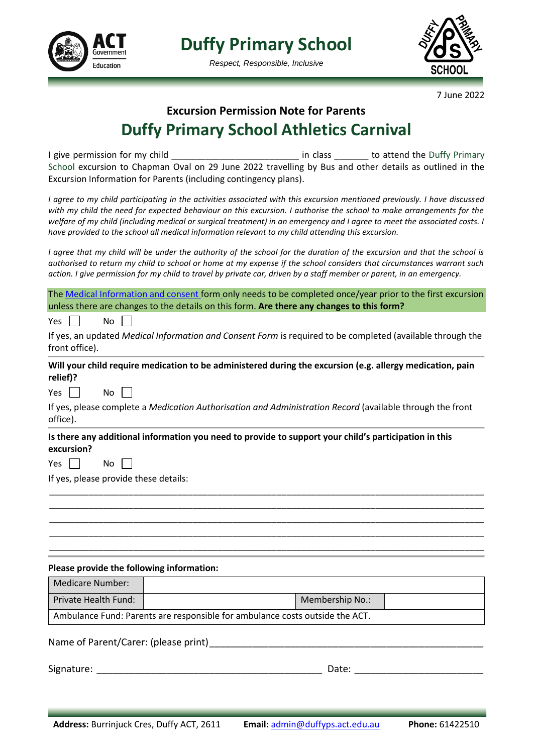# Duffy Primary School

*Respect, Responsible, Inclusive*

7 June 2022

## Excursion Permission Note for Parents

# Duffy Primary School Athletics Carnival

I give permission for my child _________________________ in class _______ to attend the Duffy Primary School excursion to Chapman Oval on 29 June 2022 travelling by Bus and other details as outlined in the Excursion Information for Parents (including contingency plans).

*I agree to my child participating in the activities associated with this excursion mentioned previously. I have discussed with my child the need for expected behaviour on this excursion. I authorise the school to make arrangements for the welfare of my child (including medical or surgical treatment) in an emergency and I agree to meet the associated costs. I have provided to the school all medical information relevant to my child attending this excursion.*

*I agree that my child will be under the authority of the school for the duration of the excursion and that the school is authorised to return my child to school or home at my expense if the school considers that circumstances warrant such action. I give permission for my child to travel by private car, driven by a staff member or parent, in an emergency.*

The Medical Information and consent form only needs to be completed once/year prior to the first excursion unless there are changes to the details on this form. **Are there any changes to this form?**

Yes ☐ No ☐

If yes, an updated *Medical Information and Consent Form* is required to be completed (available through the front office).

**Will your child require medication to be administered during the excursion (e.g. allergy medication, pain relief)?**

Yes ☐ No ☐

If yes, please complete a *Medication Authorisation and Administration Record* (available through the front office).

**Is there any additional information you need to provide to support your child's participation in this excursion?**

Yes ☐ No ☐

If yes, please provide these details:

_______________________________________________________________________________

_______________________________________________________________________________

_______________________________________________________________________________

_______________________________________________________________________________

_______________________________________________________________________________

**Please provide the following information:**

| | | | |
|---|---|---|---|
| Medicare Number: | | | |
| Private Health Fund: | | Membership No.: | |
| Ambulance Fund: Parents are responsible for ambulance costs outside the ACT. | | | |

Name of Parent/Carer: (please print)_____________________________________________________

Signature: ___________________________________________ Date: ________________________

**Address:** Burrinjuck Cres, Duffy ACT, 2611 **Email:** admin@duffyps.act.edu.au **Phone:** 61422510